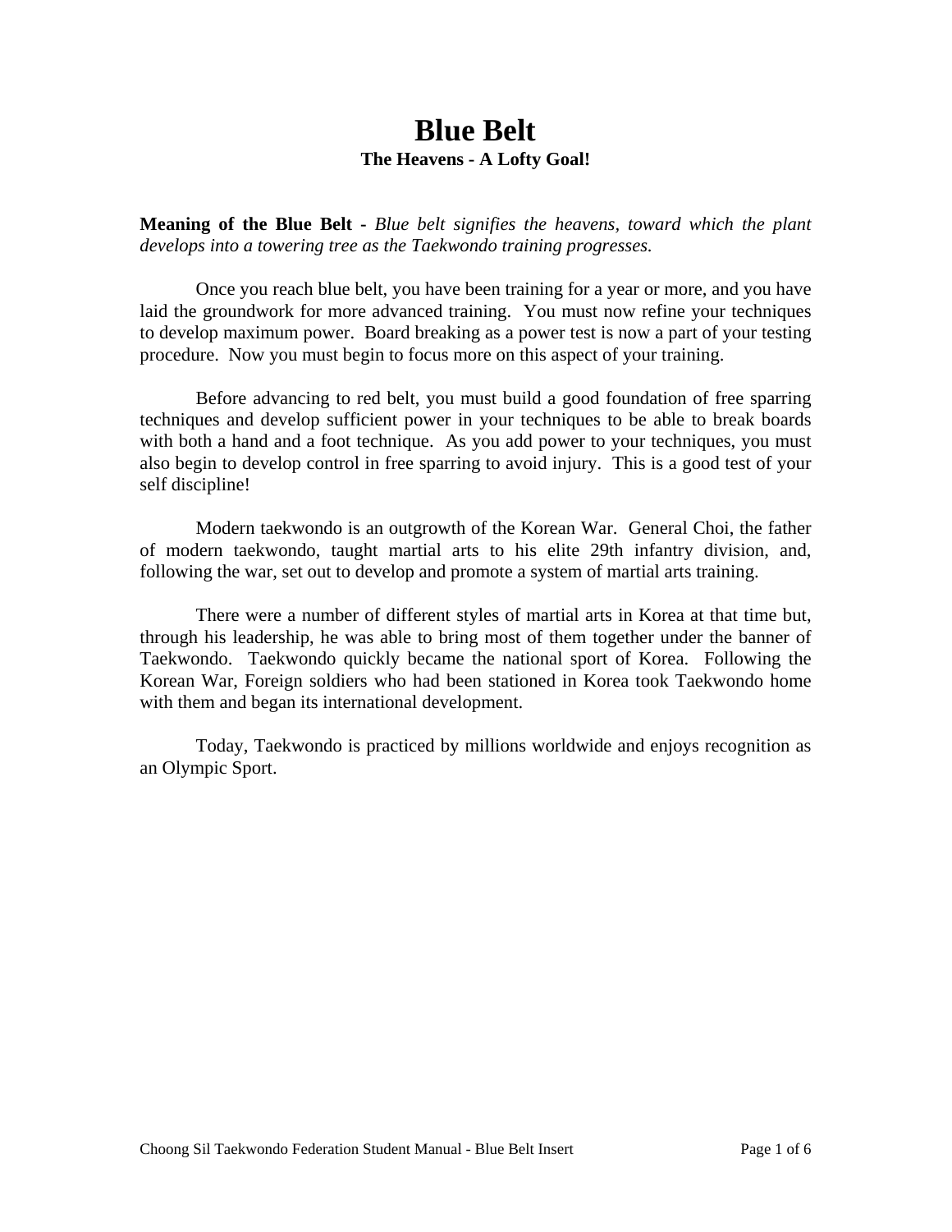# Blue Belt

**The Heavens - A Lofty Goal!**

**Meaning of the Blue Belt -** *Blue belt signifies the heavens, toward which the plant develops into a towering tree as the Taekwondo training progresses.*

Once you reach blue belt, you have been training for a year or more, and you have laid the groundwork for more advanced training. You must now refine your techniques to develop maximum power. Board breaking as a power test is now a part of your testing procedure. Now you must begin to focus more on this aspect of your training.

Before advancing to red belt, you must build a good foundation of free sparring techniques and develop sufficient power in your techniques to be able to break boards with both a hand and a foot technique. As you add power to your techniques, you must also begin to develop control in free sparring to avoid injury. This is a good test of your self discipline!

Modern taekwondo is an outgrowth of the Korean War. General Choi, the father of modern taekwondo, taught martial arts to his elite 29th infantry division, and, following the war, set out to develop and promote a system of martial arts training.

There were a number of different styles of martial arts in Korea at that time but, through his leadership, he was able to bring most of them together under the banner of Taekwondo. Taekwondo quickly became the national sport of Korea. Following the Korean War, Foreign soldiers who had been stationed in Korea took Taekwondo home with them and began its international development.

Today, Taekwondo is practiced by millions worldwide and enjoys recognition as an Olympic Sport.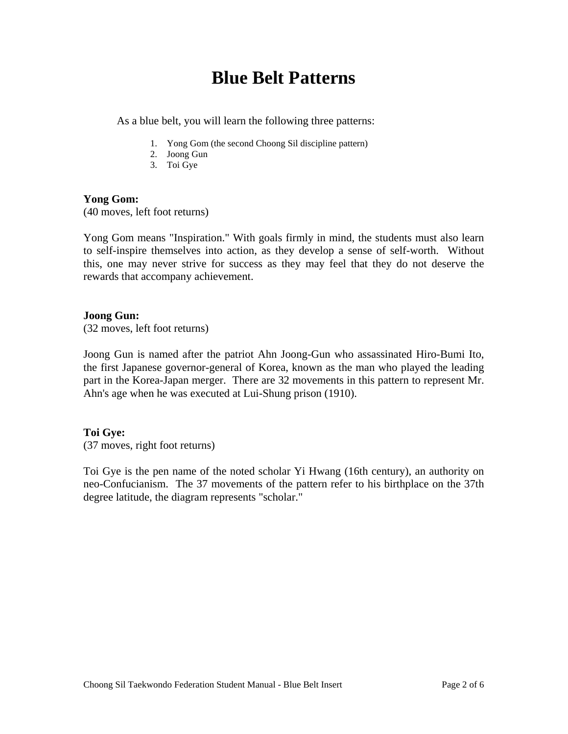# Blue Belt Patterns

As a blue belt, you will learn the following three patterns:

1. Yong Gom (the second Choong Sil discipline pattern)
2. Joong Gun
3. Toi Gye

**Yong Gom:**
(40 moves, left foot returns)

Yong Gom means "Inspiration." With goals firmly in mind, the students must also learn to self-inspire themselves into action, as they develop a sense of self-worth. Without this, one may never strive for success as they may feel that they do not deserve the rewards that accompany achievement.

**Joong Gun:**
(32 moves, left foot returns)

Joong Gun is named after the patriot Ahn Joong-Gun who assassinated Hiro-Bumi Ito, the first Japanese governor-general of Korea, known as the man who played the leading part in the Korea-Japan merger. There are 32 movements in this pattern to represent Mr. Ahn's age when he was executed at Lui-Shung prison (1910).

**Toi Gye:**
(37 moves, right foot returns)

Toi Gye is the pen name of the noted scholar Yi Hwang (16th century), an authority on neo-Confucianism. The 37 movements of the pattern refer to his birthplace on the 37th degree latitude, the diagram represents "scholar."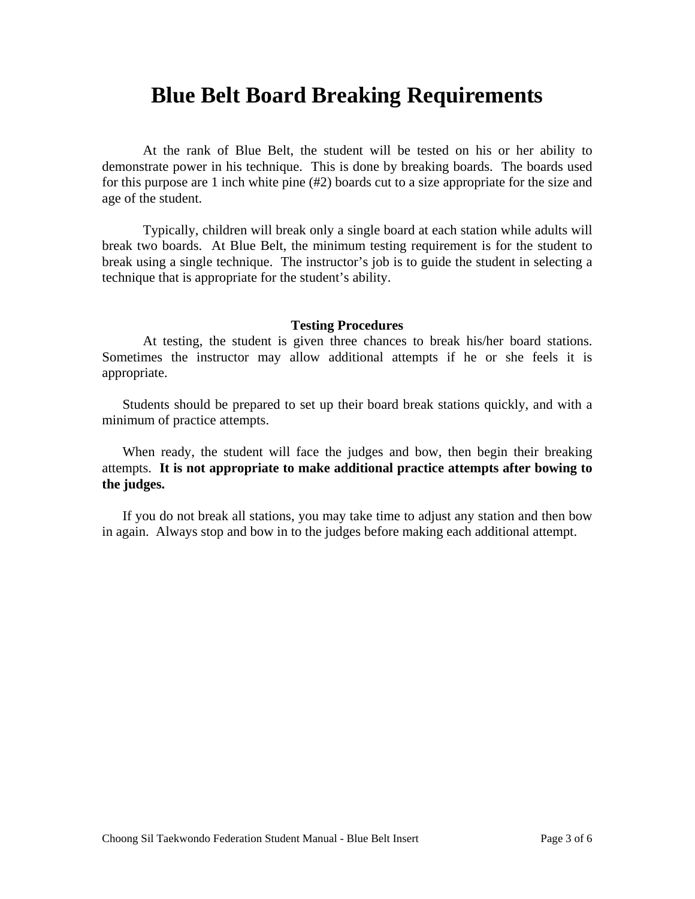# Blue Belt Board Breaking Requirements

At the rank of Blue Belt, the student will be tested on his or her ability to demonstrate power in his technique. This is done by breaking boards. The boards used for this purpose are 1 inch white pine (#2) boards cut to a size appropriate for the size and age of the student.

Typically, children will break only a single board at each station while adults will break two boards. At Blue Belt, the minimum testing requirement is for the student to break using a single technique. The instructor's job is to guide the student in selecting a technique that is appropriate for the student's ability.

**Testing Procedures**

At testing, the student is given three chances to break his/her board stations. Sometimes the instructor may allow additional attempts if he or she feels it is appropriate.

Students should be prepared to set up their board break stations quickly, and with a minimum of practice attempts.

When ready, the student will face the judges and bow, then begin their breaking attempts. **It is not appropriate to make additional practice attempts after bowing to the judges.**

If you do not break all stations, you may take time to adjust any station and then bow in again. Always stop and bow in to the judges before making each additional attempt.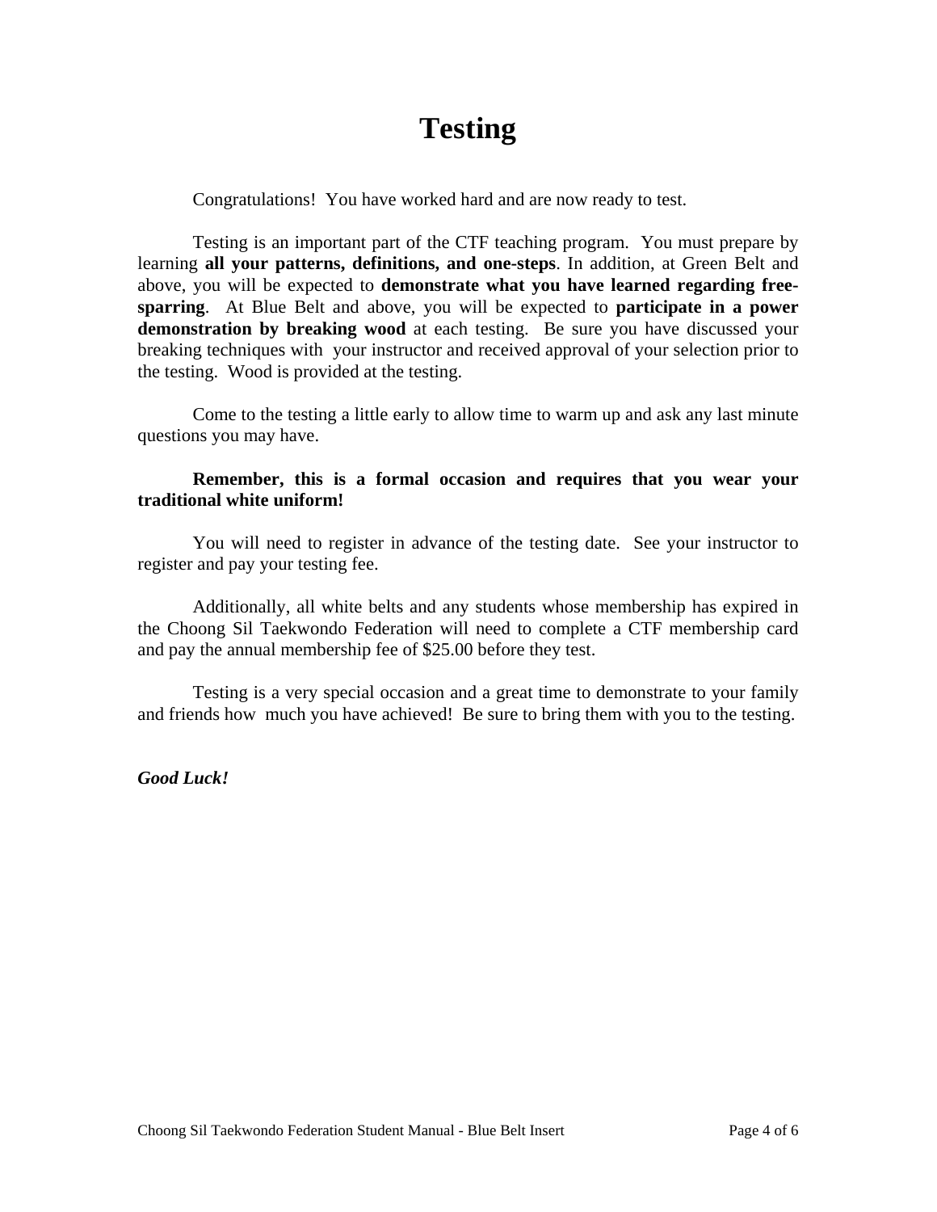# Testing

Congratulations! You have worked hard and are now ready to test.

Testing is an important part of the CTF teaching program. You must prepare by learning **all your patterns, definitions, and one-steps**. In addition, at Green Belt and above, you will be expected to **demonstrate what you have learned regarding free-sparring**. At Blue Belt and above, you will be expected to **participate in a power demonstration by breaking wood** at each testing. Be sure you have discussed your breaking techniques with your instructor and received approval of your selection prior to the testing. Wood is provided at the testing.

Come to the testing a little early to allow time to warm up and ask any last minute questions you may have.

**Remember, this is a formal occasion and requires that you wear your traditional white uniform!**

You will need to register in advance of the testing date. See your instructor to register and pay your testing fee.

Additionally, all white belts and any students whose membership has expired in the Choong Sil Taekwondo Federation will need to complete a CTF membership card and pay the annual membership fee of $25.00 before they test.

Testing is a very special occasion and a great time to demonstrate to your family and friends how much you have achieved! Be sure to bring them with you to the testing.

***Good Luck!***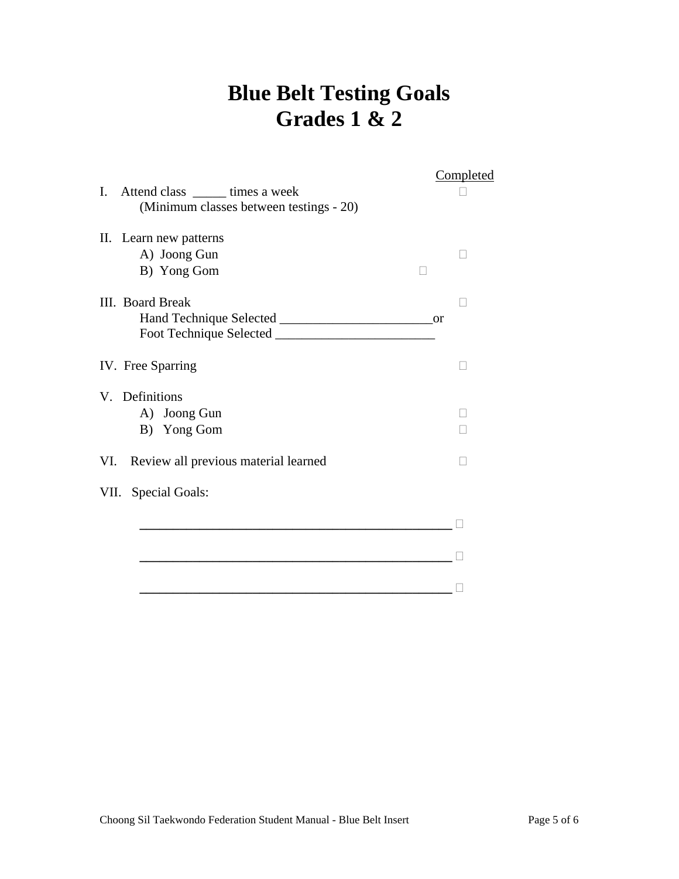# Blue Belt Testing Goals
# Grades 1 & 2

Completed

I. Attend class _____ times a week □
(Minimum classes between testings - 20)

II. Learn new patterns
- A) Joong Gun □
- B) Yong Gom □

III. Board Break □
Hand Technique Selected _______________________or
Foot Technique Selected ________________________

IV. Free Sparring □

V. Definitions
- A) Joong Gun □
- B) Yong Gom □

VI. Review all previous material learned □

VII. Special Goals:

_______________________________________________ □

_______________________________________________ □

_______________________________________________ □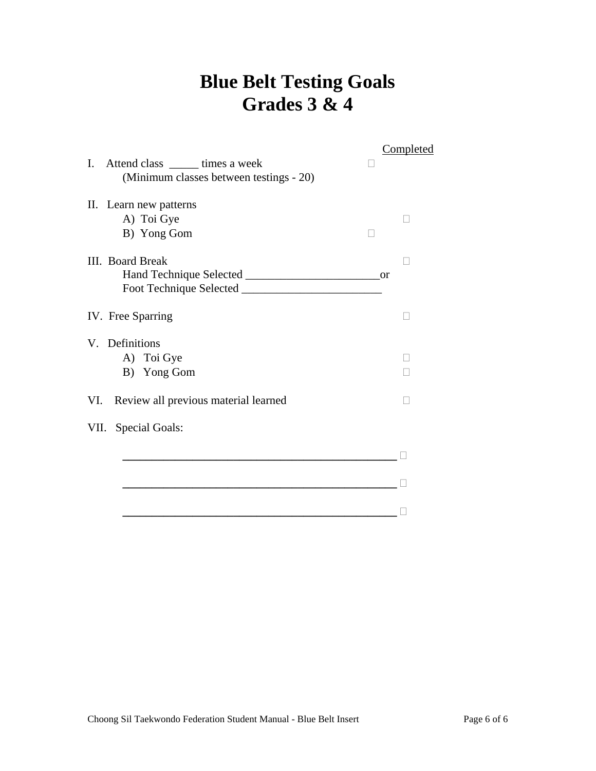# Blue Belt Testing Goals
# Grades 3 & 4

Completed

I. Attend class _____ times a week ☐
(Minimum classes between testings - 20)

II. Learn new patterns
- A) Toi Gye ☐
- B) Yong Gom ☐

III. Board Break ☐
Hand Technique Selected _______________________or
Foot Technique Selected ________________________

IV. Free Sparring ☐

V. Definitions
- A) Toi Gye ☐
- B) Yong Gom ☐

VI. Review all previous material learned ☐

VII. Special Goals:

_______________________________________________ ☐

_______________________________________________ ☐

_______________________________________________ ☐

Choong Sil Taekwondo Federation Student Manual - Blue Belt Insert